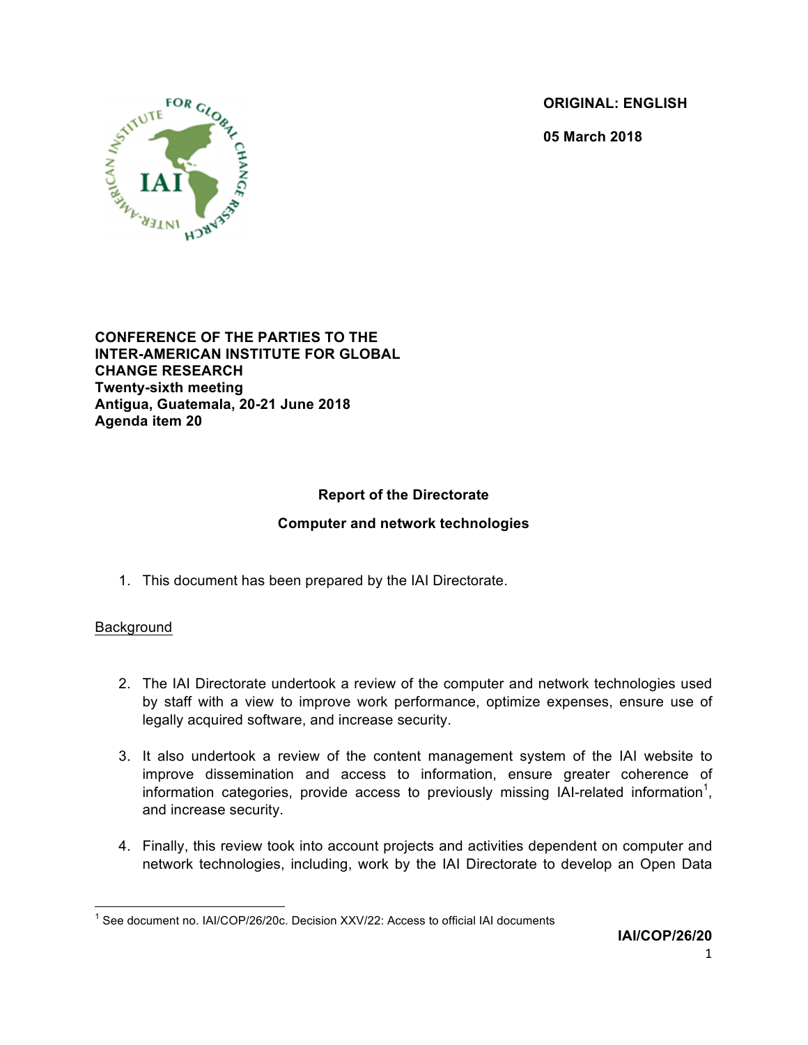**ORIGINAL: ENGLISH**

**05 March 2018**

**CONFERENCE OF THE PARTIES TO THE INTER-AMERICAN INSTITUTE FOR GLOBAL CHANGE RESEARCH**
**Twenty-sixth meeting**
**Antigua, Guatemala, 20-21 June 2018**
**Agenda item 20**

## Report of the Directorate

## Computer and network technologies

1. This document has been prepared by the IAI Directorate.

Background

2. The IAI Directorate undertook a review of the computer and network technologies used by staff with a view to improve work performance, optimize expenses, ensure use of legally acquired software, and increase security.

3. It also undertook a review of the content management system of the IAI website to improve dissemination and access to information, ensure greater coherence of information categories, provide access to previously missing IAI-related information[1], and increase security.

4. Finally, this review took into account projects and activities dependent on computer and network technologies, including, work by the IAI Directorate to develop an Open Data

[1] See document no. IAI/COP/26/20c. Decision XXV/22: Access to official IAI documents

**IAI/COP/26/20**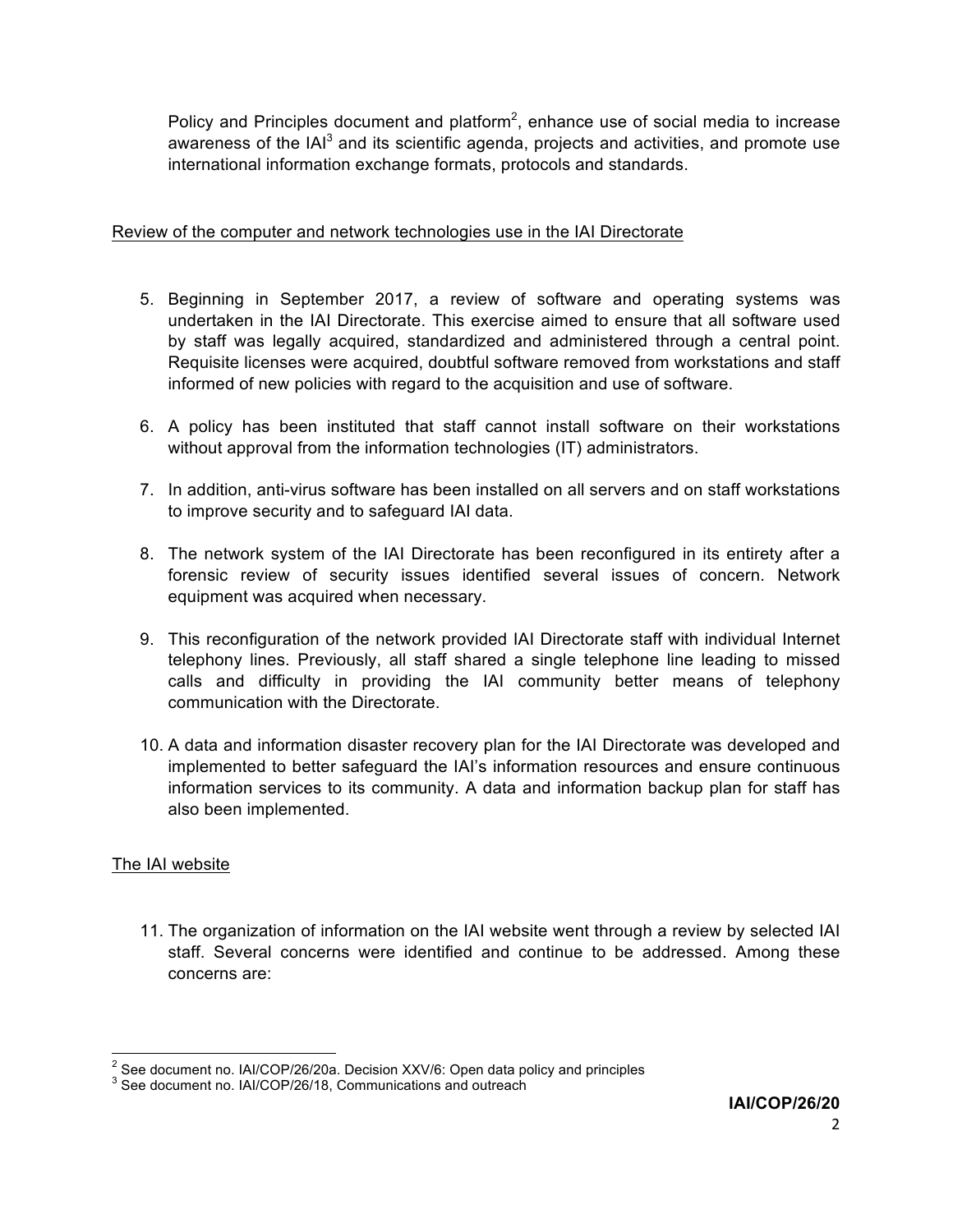Policy and Principles document and platform[2], enhance use of social media to increase awareness of the IAI[3] and its scientific agenda, projects and activities, and promote use international information exchange formats, protocols and standards.

Review of the computer and network technologies use in the IAI Directorate

5. Beginning in September 2017, a review of software and operating systems was undertaken in the IAI Directorate. This exercise aimed to ensure that all software used by staff was legally acquired, standardized and administered through a central point. Requisite licenses were acquired, doubtful software removed from workstations and staff informed of new policies with regard to the acquisition and use of software.

6. A policy has been instituted that staff cannot install software on their workstations without approval from the information technologies (IT) administrators.

7. In addition, anti-virus software has been installed on all servers and on staff workstations to improve security and to safeguard IAI data.

8. The network system of the IAI Directorate has been reconfigured in its entirety after a forensic review of security issues identified several issues of concern. Network equipment was acquired when necessary.

9. This reconfiguration of the network provided IAI Directorate staff with individual Internet telephony lines. Previously, all staff shared a single telephone line leading to missed calls and difficulty in providing the IAI community better means of telephony communication with the Directorate.

10. A data and information disaster recovery plan for the IAI Directorate was developed and implemented to better safeguard the IAI's information resources and ensure continuous information services to its community. A data and information backup plan for staff has also been implemented.

The IAI website

11. The organization of information on the IAI website went through a review by selected IAI staff. Several concerns were identified and continue to be addressed. Among these concerns are:

[2] See document no. IAI/COP/26/20a. Decision XXV/6: Open data policy and principles
[3] See document no. IAI/COP/26/18, Communications and outreach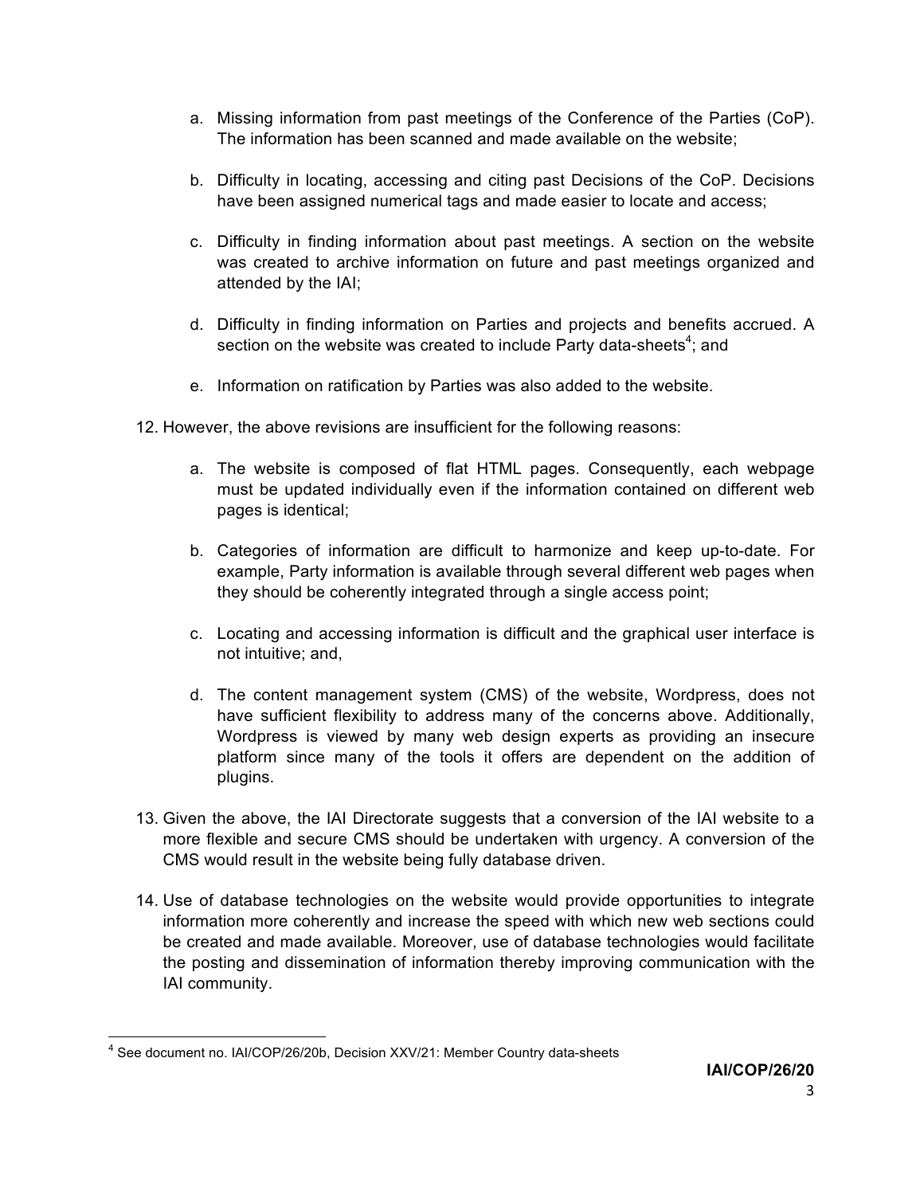a. Missing information from past meetings of the Conference of the Parties (CoP). The information has been scanned and made available on the website;

b. Difficulty in locating, accessing and citing past Decisions of the CoP. Decisions have been assigned numerical tags and made easier to locate and access;

c. Difficulty in finding information about past meetings. A section on the website was created to archive information on future and past meetings organized and attended by the IAI;

d. Difficulty in finding information on Parties and projects and benefits accrued. A section on the website was created to include Party data-sheets[4]; and

e. Information on ratification by Parties was also added to the website.

12. However, the above revisions are insufficient for the following reasons:

    a. The website is composed of flat HTML pages. Consequently, each webpage must be updated individually even if the information contained on different web pages is identical;

    b. Categories of information are difficult to harmonize and keep up-to-date. For example, Party information is available through several different web pages when they should be coherently integrated through a single access point;

    c. Locating and accessing information is difficult and the graphical user interface is not intuitive; and,

    d. The content management system (CMS) of the website, Wordpress, does not have sufficient flexibility to address many of the concerns above. Additionally, Wordpress is viewed by many web design experts as providing an insecure platform since many of the tools it offers are dependent on the addition of plugins.

13. Given the above, the IAI Directorate suggests that a conversion of the IAI website to a more flexible and secure CMS should be undertaken with urgency. A conversion of the CMS would result in the website being fully database driven.

14. Use of database technologies on the website would provide opportunities to integrate information more coherently and increase the speed with which new web sections could be created and made available. Moreover, use of database technologies would facilitate the posting and dissemination of information thereby improving communication with the IAI community.

---

[4] See document no. IAI/COP/26/20b, Decision XXV/21: Member Country data-sheets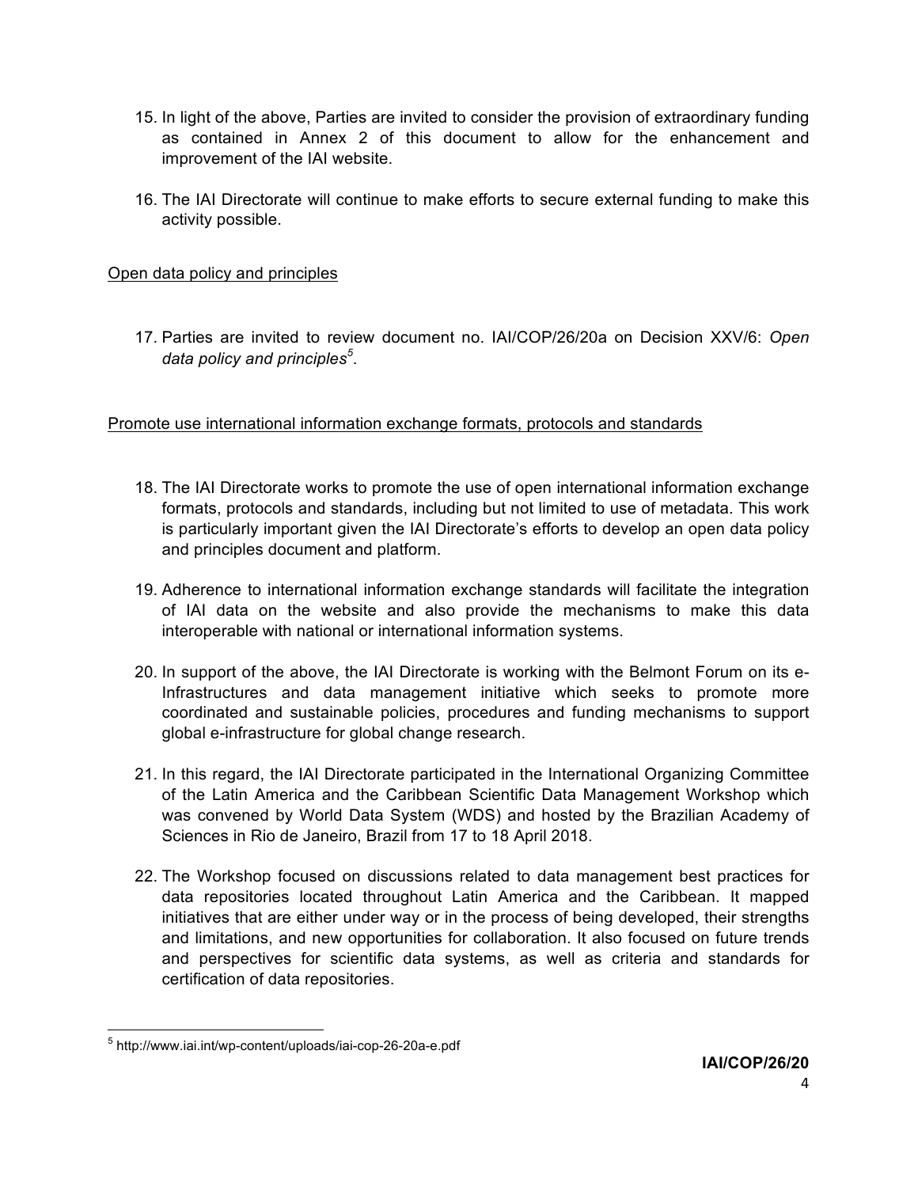15. In light of the above, Parties are invited to consider the provision of extraordinary funding as contained in Annex 2 of this document to allow for the enhancement and improvement of the IAI website.

16. The IAI Directorate will continue to make efforts to secure external funding to make this activity possible.

Open data policy and principles

17. Parties are invited to review document no. IAI/COP/26/20a on Decision XXV/6: *Open data policy and principles*[5].

Promote use international information exchange formats, protocols and standards

18. The IAI Directorate works to promote the use of open international information exchange formats, protocols and standards, including but not limited to use of metadata. This work is particularly important given the IAI Directorate's efforts to develop an open data policy and principles document and platform.

19. Adherence to international information exchange standards will facilitate the integration of IAI data on the website and also provide the mechanisms to make this data interoperable with national or international information systems.

20. In support of the above, the IAI Directorate is working with the Belmont Forum on its e-Infrastructures and data management initiative which seeks to promote more coordinated and sustainable policies, procedures and funding mechanisms to support global e-infrastructure for global change research.

21. In this regard, the IAI Directorate participated in the International Organizing Committee of the Latin America and the Caribbean Scientific Data Management Workshop which was convened by World Data System (WDS) and hosted by the Brazilian Academy of Sciences in Rio de Janeiro, Brazil from 17 to 18 April 2018.

22. The Workshop focused on discussions related to data management best practices for data repositories located throughout Latin America and the Caribbean. It mapped initiatives that are either under way or in the process of being developed, their strengths and limitations, and new opportunities for collaboration. It also focused on future trends and perspectives for scientific data systems, as well as criteria and standards for certification of data repositories.

[5] http://www.iai.int/wp-content/uploads/iai-cop-26-20a-e.pdf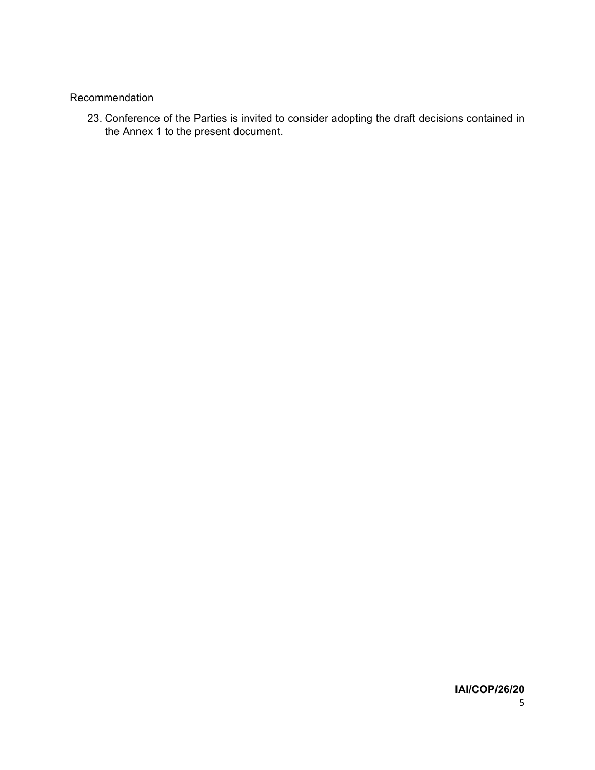Recommendation

23. Conference of the Parties is invited to consider adopting the draft decisions contained in the Annex 1 to the present document.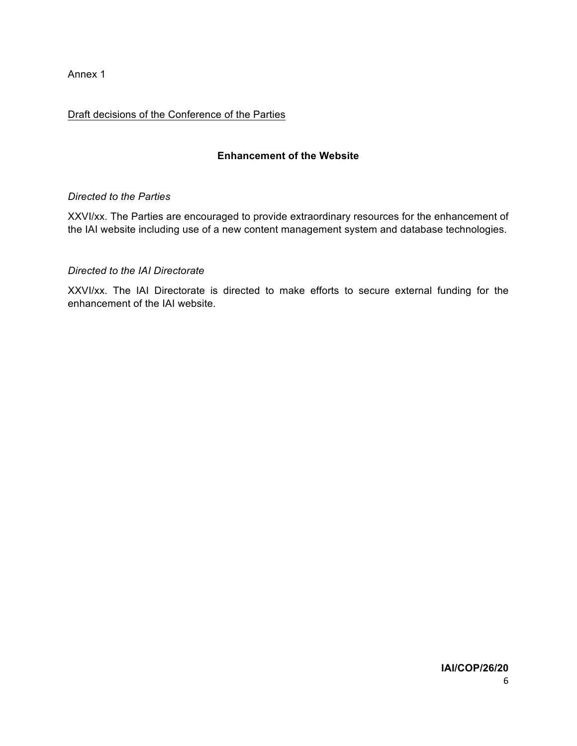Annex 1

Draft decisions of the Conference of the Parties

## Enhancement of the Website

*Directed to the Parties*

XXVI/xx. The Parties are encouraged to provide extraordinary resources for the enhancement of the IAI website including use of a new content management system and database technologies.

*Directed to the IAI Directorate*

XXVI/xx. The IAI Directorate is directed to make efforts to secure external funding for the enhancement of the IAI website.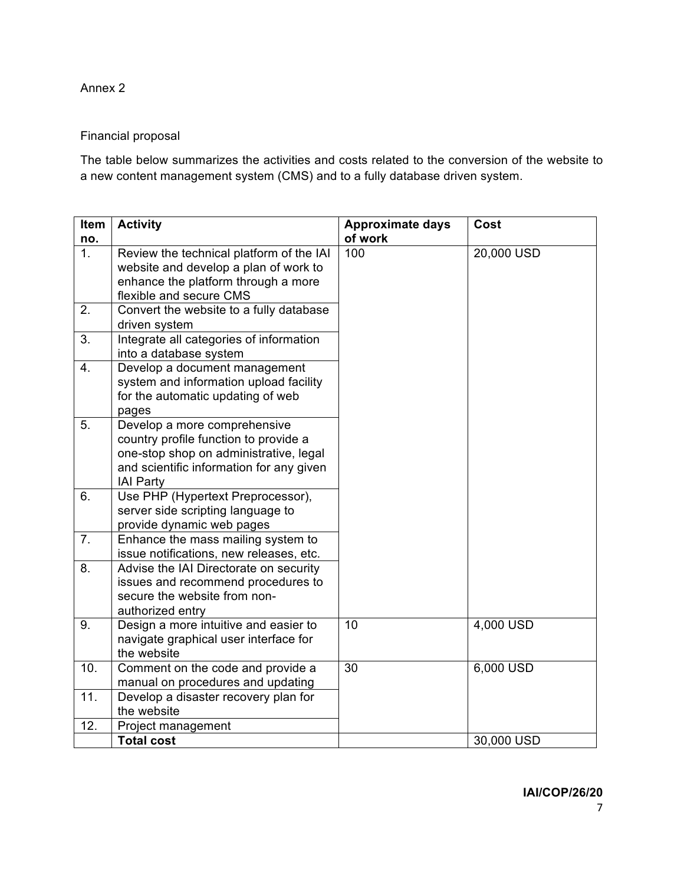Annex 2

Financial proposal

The table below summarizes the activities and costs related to the conversion of the website to a new content management system (CMS) and to a fully database driven system.

| Item no. | Activity | Approximate days of work | Cost |
|---|---|---|---|
| 1. | Review the technical platform of the IAI website and develop a plan of work to enhance the platform through a more flexible and secure CMS | 100 | 20,000 USD |
| 2. | Convert the website to a fully database driven system | | |
| 3. | Integrate all categories of information into a database system | | |
| 4. | Develop a document management system and information upload facility for the automatic updating of web pages | | |
| 5. | Develop a more comprehensive country profile function to provide a one-stop shop on administrative, legal and scientific information for any given IAI Party | | |
| 6. | Use PHP (Hypertext Preprocessor), server side scripting language to provide dynamic web pages | | |
| 7. | Enhance the mass mailing system to issue notifications, new releases, etc. | | |
| 8. | Advise the IAI Directorate on security issues and recommend procedures to secure the website from non-authorized entry | | |
| 9. | Design a more intuitive and easier to navigate graphical user interface for the website | 10 | 4,000 USD |
| 10. | Comment on the code and provide a manual on procedures and updating | 30 | 6,000 USD |
| 11. | Develop a disaster recovery plan for the website | | |
| 12. | Project management | | |
| | **Total cost** | | 30,000 USD |